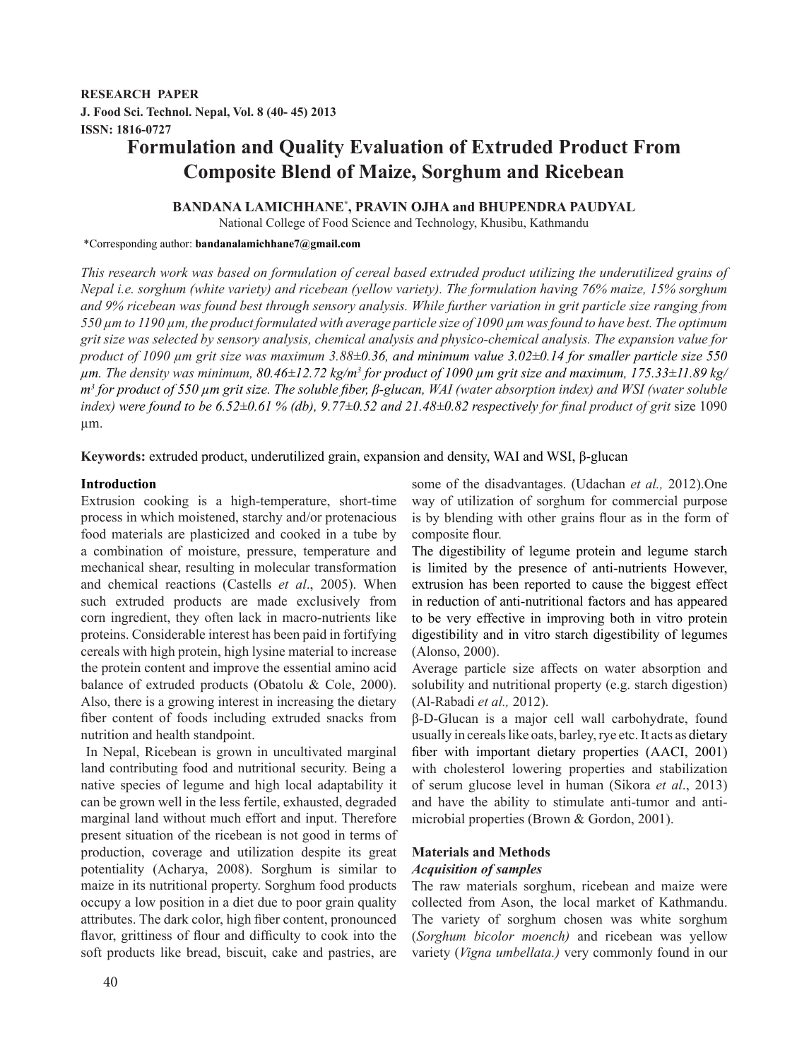**RESEARCH PAPER**

# Formulation and Quality Evaluation of Extruded Product From Composite Blend of Maize, Sorghum and Ricebean

**BANDANA LAMICHHANE*, PRAVIN OJHA and BHUPENDRA PAUDYAL**

National College of Food Science and Technology, Khusibu, Kathmandu

*Corresponding author: **bandanalamichhane7@gmail.com**

*This research work was based on formulation of cereal based extruded product utilizing the underutilized grains of Nepal i.e. sorghum (white variety) and ricebean (yellow variety). The formulation having 76% maize, 15% sorghum and 9% ricebean was found best through sensory analysis. While further variation in grit particle size ranging from 550 µm to 1190 µm, the product formulated with average particle size of 1090 µm was found to have best. The optimum grit size was selected by sensory analysis, chemical analysis and physico-chemical analysis. The expansion value for product of 1090 µm grit size was maximum 3.88±0.36, and minimum value 3.02±0.14 for smaller particle size 550 µm. The density was minimum, 80.46±12.72 kg/m$^3$ for product of 1090 µm grit size and maximum, 175.33±11.89 kg/m$^3$ for product of 550 µm grit size. The soluble fiber, β-glucan, WAI (water absorption index) and WSI (water soluble index) were found to be 6.52±0.61 % (db), 9.77±0.52 and 21.48±0.82 respectively for final product of grit* size 1090 µm.

**Keywords:** extruded product, underutilized grain, expansion and density, WAI and WSI, β-glucan

## Introduction

Extrusion cooking is a high-temperature, short-time process in which moistened, starchy and/or protenacious food materials are plasticized and cooked in a tube by a combination of moisture, pressure, temperature and mechanical shear, resulting in molecular transformation and chemical reactions (Castells *et al*., 2005). When such extruded products are made exclusively from corn ingredient, they often lack in macro-nutrients like proteins. Considerable interest has been paid in fortifying cereals with high protein, high lysine material to increase the protein content and improve the essential amino acid balance of extruded products (Obatolu & Cole, 2000). Also, there is a growing interest in increasing the dietary fiber content of foods including extruded snacks from nutrition and health standpoint.

In Nepal, Ricebean is grown in uncultivated marginal land contributing food and nutritional security. Being a native species of legume and high local adaptability it can be grown well in the less fertile, exhausted, degraded marginal land without much effort and input. Therefore present situation of the ricebean is not good in terms of production, coverage and utilization despite its great potentiality (Acharya, 2008). Sorghum is similar to maize in its nutritional property. Sorghum food products occupy a low position in a diet due to poor grain quality attributes. The dark color, high fiber content, pronounced flavor, grittiness of flour and difficulty to cook into the soft products like bread, biscuit, cake and pastries, are some of the disadvantages. (Udachan *et al.,* 2012).One way of utilization of sorghum for commercial purpose is by blending with other grains flour as in the form of composite flour.

The digestibility of legume protein and legume starch is limited by the presence of anti-nutrients However, extrusion has been reported to cause the biggest effect in reduction of anti-nutritional factors and has appeared to be very effective in improving both in vitro protein digestibility and in vitro starch digestibility of legumes (Alonso, 2000).

Average particle size affects on water absorption and solubility and nutritional property (e.g. starch digestion) (Al-Rabadi *et al.,* 2012).

β-D-Glucan is a major cell wall carbohydrate, found usually in cereals like oats, barley, rye etc. It acts as dietary fiber with important dietary properties (AACI, 2001) with cholesterol lowering properties and stabilization of serum glucose level in human (Sikora *et al*., 2013) and have the ability to stimulate anti-tumor and anti-microbial properties (Brown & Gordon, 2001).

## Materials and Methods

### *Acquisition of samples*

The raw materials sorghum, ricebean and maize were collected from Ason, the local market of Kathmandu. The variety of sorghum chosen was white sorghum (*Sorghum bicolor moench)* and ricebean was yellow variety (*Vigna umbellata.)* very commonly found in our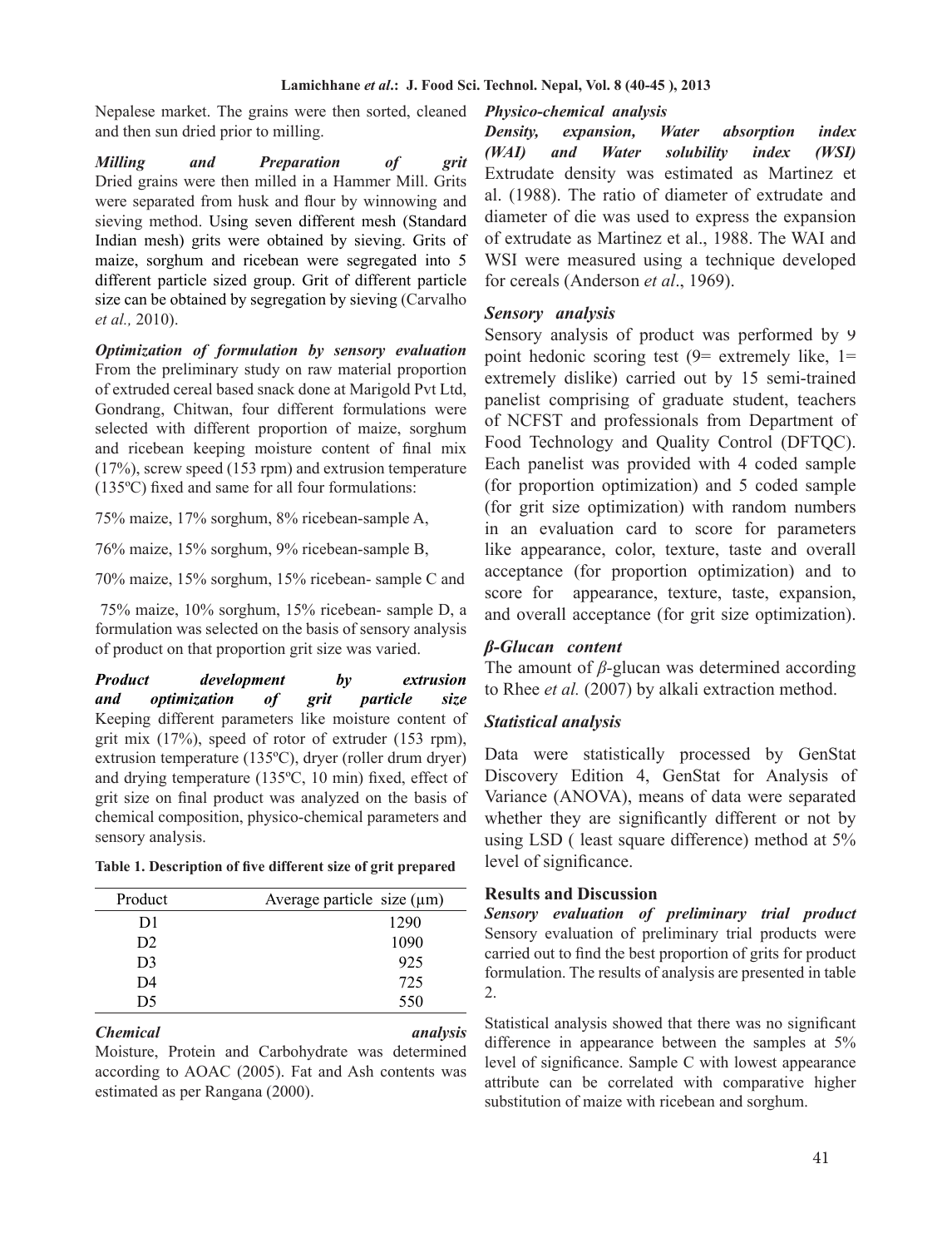Nepalese market. The grains were then sorted, cleaned and then sun dried prior to milling.

***Milling and Preparation of grit***
Dried grains were then milled in a Hammer Mill. Grits were separated from husk and flour by winnowing and sieving method. Using seven different mesh (Standard Indian mesh) grits were obtained by sieving. Grits of maize, sorghum and ricebean were segregated into 5 different particle sized group. Grit of different particle size can be obtained by segregation by sieving (Carvalho *et al.,* 2010).

***Optimization of formulation by sensory evaluation***
From the preliminary study on raw material proportion of extruded cereal based snack done at Marigold Pvt Ltd, Gondrang, Chitwan, four different formulations were selected with different proportion of maize, sorghum and ricebean keeping moisture content of final mix (17%), screw speed (153 rpm) and extrusion temperature (135ºC) fixed and same for all four formulations:

75% maize, 17% sorghum, 8% ricebean-sample A,

76% maize, 15% sorghum, 9% ricebean-sample B,

70% maize, 15% sorghum, 15% ricebean- sample C and

75% maize, 10% sorghum, 15% ricebean- sample D, a formulation was selected on the basis of sensory analysis of product on that proportion grit size was varied.

***Product development by extrusion and optimization of grit particle size***
Keeping different parameters like moisture content of grit mix (17%), speed of rotor of extruder (153 rpm), extrusion temperature (135ºC), dryer (roller drum dryer) and drying temperature (135ºC, 10 min) fixed, effect of grit size on final product was analyzed on the basis of chemical composition, physico-chemical parameters and sensory analysis.

**Table 1. Description of five different size of grit prepared**

| Product | Average particle size (µm) |
|---|---|
| D1 | 1290 |
| D2 | 1090 |
| D3 | 925 |
| D4 | 725 |
| D5 | 550 |

***Chemical analysis***
Moisture, Protein and Carbohydrate was determined according to AOAC (2005). Fat and Ash contents was estimated as per Rangana (2000).

***Physico-chemical analysis***

***Density, expansion, Water absorption index (WAI) and Water solubility index (WSI)***
Extrudate density was estimated as Martinez et al. (1988). The ratio of diameter of extrudate and diameter of die was used to express the expansion of extrudate as Martinez et al., 1988. The WAI and WSI were measured using a technique developed for cereals (Anderson *et al*., 1969).

***Sensory analysis***
Sensory analysis of product was performed by 9 point hedonic scoring test (9= extremely like, 1= extremely dislike) carried out by 15 semi-trained panelist comprising of graduate student, teachers of NCFST and professionals from Department of Food Technology and Quality Control (DFTQC). Each panelist was provided with 4 coded sample (for proportion optimization) and 5 coded sample (for grit size optimization) with random numbers in an evaluation card to score for parameters like appearance, color, texture, taste and overall acceptance (for proportion optimization) and to score for appearance, texture, taste, expansion, and overall acceptance (for grit size optimization).

***β-Glucan content***
The amount of *β*-glucan was determined according to Rhee *et al.* (2007) by alkali extraction method.

***Statistical analysis***

Data were statistically processed by GenStat Discovery Edition 4, GenStat for Analysis of Variance (ANOVA), means of data were separated whether they are significantly different or not by using LSD ( least square difference) method at 5% level of significance.

**Results and Discussion**

***Sensory evaluation of preliminary trial product***
Sensory evaluation of preliminary trial products were carried out to find the best proportion of grits for product formulation. The results of analysis are presented in table 2.

Statistical analysis showed that there was no significant difference in appearance between the samples at 5% level of significance. Sample C with lowest appearance attribute can be correlated with comparative higher substitution of maize with ricebean and sorghum.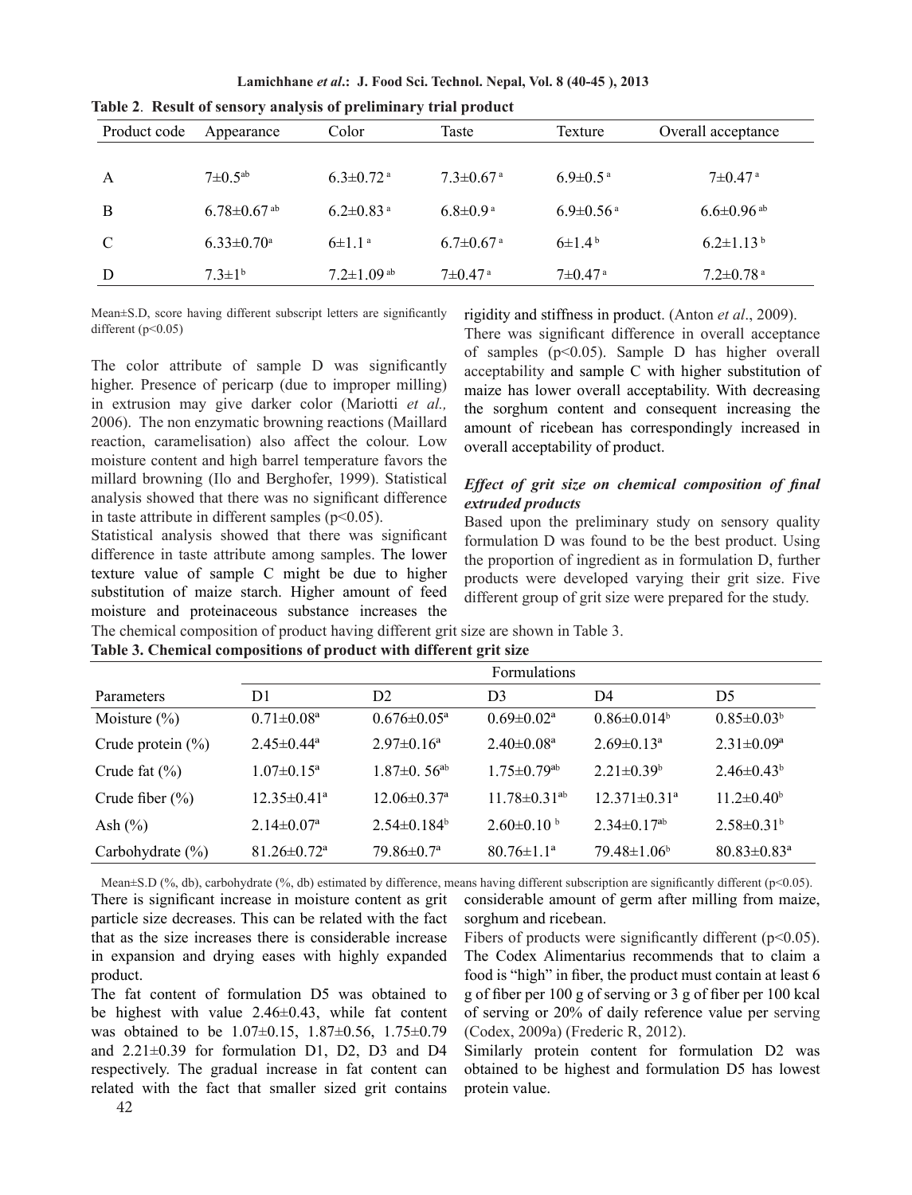**Table 2. Result of sensory analysis of preliminary trial product**

| Product code | Appearance | Color | Taste | Texture | Overall acceptance |
|---|---|---|---|---|---|
| A | 7±0.5[ab] | 6.3±0.72[a] | 7.3±0.67[a] | 6.9±0.5[a] | 7±0.47[a] |
| B | 6.78±0.67[ab] | 6.2±0.83[a] | 6.8±0.9[a] | 6.9±0.56[a] | 6.6±0.96[ab] |
| C | 6.33±0.70[a] | 6±1.1[a] | 6.7±0.67[a] | 6±1.4[b] | 6.2±1.13[b] |
| D | 7.3±1[b] | 7.2±1.09[ab] | 7±0.47[a] | 7±0.47[a] | 7.2±0.78[a] |

Mean±S.D, score having different subscript letters are significantly different ($p<0.05$)

The color attribute of sample D was significantly higher. Presence of pericarp (due to improper milling) in extrusion may give darker color (Mariotti *et al.,* 2006). The non enzymatic browning reactions (Maillard reaction, caramelisation) also affect the colour. Low moisture content and high barrel temperature favors the millard browning (Ilo and Berghofer, 1999). Statistical analysis showed that there was no significant difference in taste attribute in different samples ($p<0.05$).

Statistical analysis showed that there was significant difference in taste attribute among samples. The lower texture value of sample C might be due to higher substitution of maize starch. Higher amount of feed moisture and proteinaceous substance increases the rigidity and stiffness in product. (Anton *et al*., 2009).

There was significant difference in overall acceptance of samples ($p<0.05$). Sample D has higher overall acceptability and sample C with higher substitution of maize has lower overall acceptability. With decreasing the sorghum content and consequent increasing the amount of ricebean has correspondingly increased in overall acceptability of product.

### *Effect of grit size on chemical composition of final extruded products*

Based upon the preliminary study on sensory quality formulation D was found to be the best product. Using the proportion of ingredient as in formulation D, further products were developed varying their grit size. Five different group of grit size were prepared for the study.

The chemical composition of product having different grit size are shown in Table 3.

**Table 3. Chemical compositions of product with different grit size**

| | Formulations | | | | |
|---|---|---|---|---|---|
| Parameters | D1 | D2 | D3 | D4 | D5 |
| Moisture (%) | 0.71±0.08[a] | 0.676±0.05[a] | 0.69±0.02[a] | 0.86±0.014[b] | 0.85±0.03[b] |
| Crude protein (%) | 2.45±0.44[a] | 2.97±0.16[a] | 2.40±0.08[a] | 2.69±0.13[a] | 2.31±0.09[a] |
| Crude fat (%) | 1.07±0.15[a] | 1.87±0. 56[ab] | 1.75±0.79[ab] | 2.21±0.39[b] | 2.46±0.43[b] |
| Crude fiber (%) | 12.35±0.41[a] | 12.06±0.37[a] | 11.78±0.31[ab] | 12.371±0.31[a] | 11.2±0.40[b] |
| Ash (%) | 2.14±0.07[a] | 2.54±0.184[b] | 2.60±0.10[b] | 2.34±0.17[ab] | 2.58±0.31[b] |
| Carbohydrate (%) | 81.26±0.72[a] | 79.86±0.7[a] | 80.76±1.1[a] | 79.48±1.06[b] | 80.83±0.83[a] |

Mean±S.D (%, db), carbohydrate (%, db) estimated by difference, means having different subscription are significantly different ($p<0.05$).

There is significant increase in moisture content as grit particle size decreases. This can be related with the fact that as the size increases there is considerable increase in expansion and drying eases with highly expanded product.

The fat content of formulation D5 was obtained to be highest with value 2.46±0.43, while fat content was obtained to be 1.07±0.15, 1.87±0.56, 1.75±0.79 and 2.21±0.39 for formulation D1, D2, D3 and D4 respectively. The gradual increase in fat content can related with the fact that smaller sized grit contains considerable amount of germ after milling from maize, sorghum and ricebean.

Fibers of products were significantly different ($p<0.05$). The Codex Alimentarius recommends that to claim a food is "high" in fiber, the product must contain at least 6 g of fiber per 100 g of serving or 3 g of fiber per 100 kcal of serving or 20% of daily reference value per serving (Codex, 2009a) (Frederic R, 2012).

Similarly protein content for formulation D2 was obtained to be highest and formulation D5 has lowest protein value.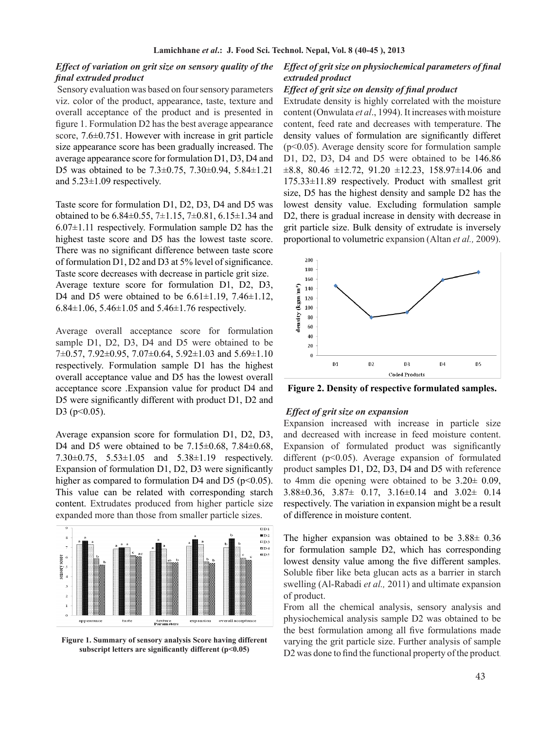### *Effect of variation on grit size on sensory quality of the final extruded product*

Sensory evaluation was based on four sensory parameters viz. color of the product, appearance, taste, texture and overall acceptance of the product and is presented in figure 1. Formulation D2 has the best average appearance score, 7.6±0.751. However with increase in grit particle size appearance score has been gradually increased. The average appearance score for formulation D1, D3, D4 and D5 was obtained to be 7.3±0.75, 7.30±0.94, 5.84±1.21 and 5.23±1.09 respectively.

Taste score for formulation D1, D2, D3, D4 and D5 was obtained to be 6.84±0.55, 7±1.15, 7±0.81, 6.15±1.34 and 6.07±1.11 respectively. Formulation sample D2 has the highest taste score and D5 has the lowest taste score. There was no significant difference between taste score of formulation D1, D2 and D3 at 5% level of significance. Taste score decreases with decrease in particle grit size. Average texture score for formulation D1, D2, D3, D4 and D5 were obtained to be 6.61±1.19, 7.46±1.12, 6.84±1.06, 5.46±1.05 and 5.46±1.76 respectively.

Average overall acceptance score for formulation sample D1, D2, D3, D4 and D5 were obtained to be 7±0.57, 7.92±0.95, 7.07±0.64, 5.92±1.03 and 5.69±1.10 respectively. Formulation sample D1 has the highest overall acceptance value and D5 has the lowest overall acceptance score .Expansion value for product D4 and D5 were significantly different with product D1, D2 and D3 ($p<0.05$).

Average expansion score for formulation D1, D2, D3, D4 and D5 were obtained to be 7.15±0.68, 7.84±0.68, 7.30±0.75, 5.53±1.05 and 5.38±1.19 respectively. Expansion of formulation D1, D2, D3 were significantly higher as compared to formulation D4 and D5 ($p<0.05$). This value can be related with corresponding starch content. Extrudates produced from higher particle size expanded more than those from smaller particle sizes.

**Figure 1. Summary of sensory analysis Score having different subscript letters are significantly different (p<0.05)**

### *Effect of grit size on physiochemical parameters of final extruded product*

#### *Effect of grit size on density of final product*

Extrudate density is highly correlated with the moisture content (Onwulata *et al*., 1994). It increases with moisture content, feed rate and decreases with temperature. The density values of formulation are significantly differet ($p<0.05$). Average density score for formulation sample D1, D2, D3, D4 and D5 were obtained to be 146.86 ±8.8, 80.46 ±12.72, 91.20 ±12.23, 158.97±14.06 and 175.33±11.89 respectively. Product with smallest grit size, D5 has the highest density and sample D2 has the lowest density value. Excluding formulation sample D2, there is gradual increase in density with decrease in grit particle size. Bulk density of extrudate is inversely proportional to volumetric expansion (Altan *et al.,* 2009).

**Figure 2. Density of respective formulated samples.**

#### *Effect of grit size on expansion*

Expansion increased with increase in particle size and decreased with increase in feed moisture content. Expansion of formulated product was significantly different ($p<0.05$). Average expansion of formulated product samples D1, D2, D3, D4 and D5 with reference to 4mm die opening were obtained to be 3.20± 0.09, 3.88±0.36, 3.87± 0.17, 3.16±0.14 and 3.02± 0.14 respectively. The variation in expansion might be a result of difference in moisture content.

The higher expansion was obtained to be 3.88± 0.36 for formulation sample D2, which has corresponding lowest density value among the five different samples. Soluble fiber like beta glucan acts as a barrier in starch swelling (Al-Rabadi *et al.,* 2011) and ultimate expansion of product.

From all the chemical analysis, sensory analysis and physiochemical analysis sample D2 was obtained to be the best formulation among all five formulations made varying the grit particle size. Further analysis of sample D2 was done to find the functional property of the product.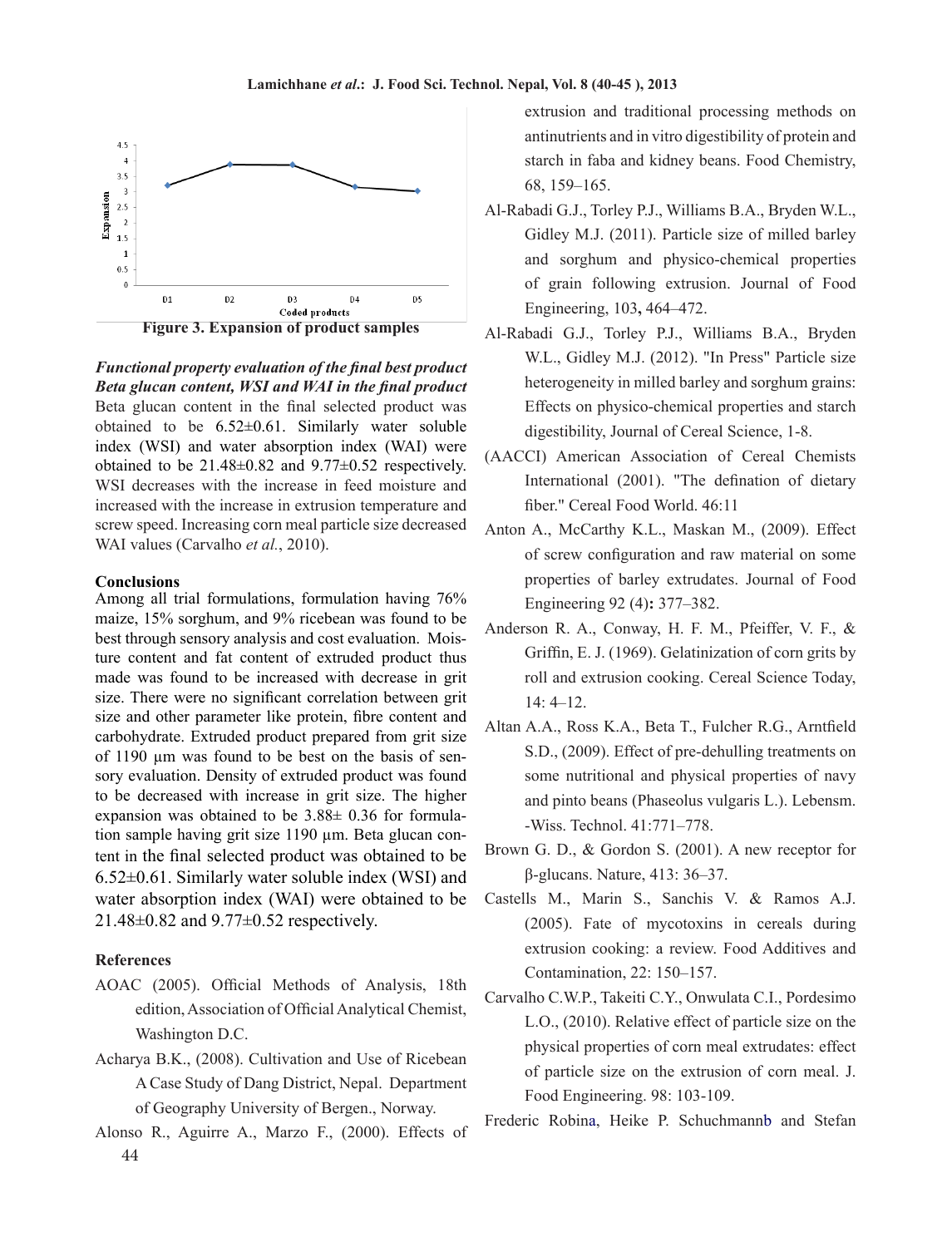Figure 3. Expansion of product samples

***Functional property evaluation of the final best product***

***Beta glucan content, WSI and WAI in the final product***

Beta glucan content in the final selected product was obtained to be 6.52±0.61. Similarly water soluble index (WSI) and water absorption index (WAI) were obtained to be 21.48±0.82 and 9.77±0.52 respectively. WSI decreases with the increase in feed moisture and increased with the increase in extrusion temperature and screw speed. Increasing corn meal particle size decreased WAI values (Carvalho *et al.*, 2010).

**Conclusions**

Among all trial formulations, formulation having 76% maize, 15% sorghum, and 9% ricebean was found to be best through sensory analysis and cost evaluation. Moisture content and fat content of extruded product thus made was found to be increased with decrease in grit size. There were no significant correlation between grit size and other parameter like protein, fibre content and carbohydrate. Extruded product prepared from grit size of 1190 µm was found to be best on the basis of sensory evaluation. Density of extruded product was found to be decreased with increase in grit size. The higher expansion was obtained to be 3.88± 0.36 for formulation sample having grit size 1190 µm. Beta glucan content in the final selected product was obtained to be 6.52±0.61. Similarly water soluble index (WSI) and water absorption index (WAI) were obtained to be 21.48±0.82 and 9.77±0.52 respectively.

**References**

AOAC (2005). Official Methods of Analysis, 18th edition, Association of Official Analytical Chemist, Washington D.C.

Acharya B.K., (2008). Cultivation and Use of Ricebean A Case Study of Dang District, Nepal. Department of Geography University of Bergen., Norway.

Alonso R., Aguirre A., Marzo F., (2000). Effects of extrusion and traditional processing methods on antinutrients and in vitro digestibility of protein and starch in faba and kidney beans. Food Chemistry, 68, 159–165.

Al-Rabadi G.J., Torley P.J., Williams B.A., Bryden W.L., Gidley M.J. (2011). Particle size of milled barley and sorghum and physico-chemical properties of grain following extrusion. Journal of Food Engineering, 103**,** 464–472.

Al-Rabadi G.J., Torley P.J., Williams B.A., Bryden W.L., Gidley M.J. (2012). "In Press" Particle size heterogeneity in milled barley and sorghum grains: Effects on physico-chemical properties and starch digestibility, Journal of Cereal Science, 1-8.

(AACCI) American Association of Cereal Chemists International (2001). "The defination of dietary fiber." Cereal Food World. 46:11

Anton A., McCarthy K.L., Maskan M., (2009). Effect of screw configuration and raw material on some properties of barley extrudates. Journal of Food Engineering 92 (4)**:** 377–382.

Anderson R. A., Conway, H. F. M., Pfeiffer, V. F., & Griffin, E. J. (1969). Gelatinization of corn grits by roll and extrusion cooking. Cereal Science Today, 14: 4–12.

Altan A.A., Ross K.A., Beta T., Fulcher R.G., Arntfield S.D., (2009). Effect of pre-dehulling treatments on some nutritional and physical properties of navy and pinto beans (Phaseolus vulgaris L.). Lebensm. -Wiss. Technol. 41:771–778.

Brown G. D., & Gordon S. (2001). A new receptor for β-glucans. Nature, 413: 36–37.

Castells M., Marin S., Sanchis V. & Ramos A.J. (2005). Fate of mycotoxins in cereals during extrusion cooking: a review. Food Additives and Contamination, 22: 150–157.

Carvalho C.W.P., Takeiti C.Y., Onwulata C.I., Pordesimo L.O., (2010). Relative effect of particle size on the physical properties of corn meal extrudates: effect of particle size on the extrusion of corn meal. J. Food Engineering. 98: 103-109.

Frederic Robina, Heike P. Schuchmannb and Stefan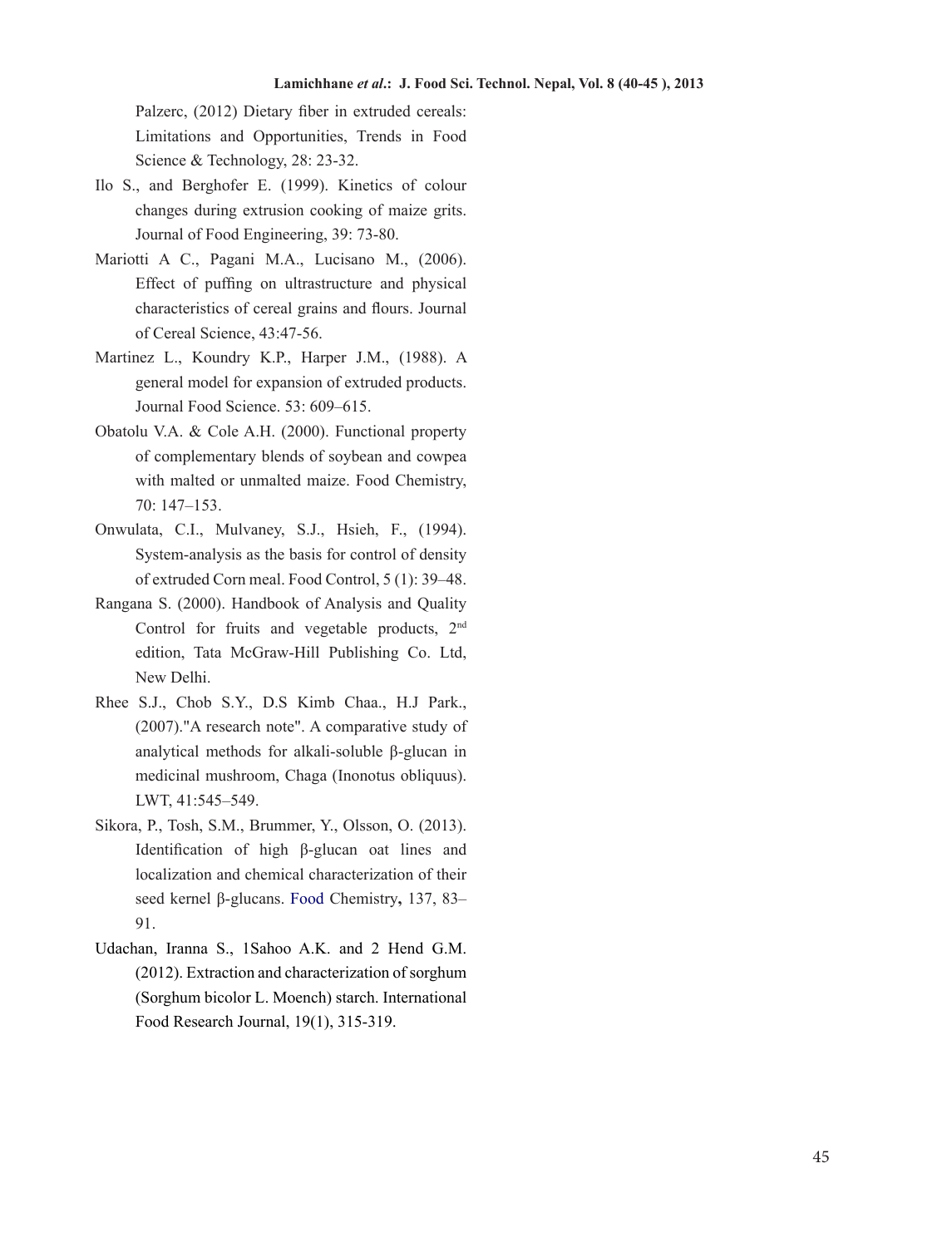Palzerc, (2012) Dietary fiber in extruded cereals: Limitations and Opportunities, Trends in Food Science & Technology, 28: 23-32.

Ilo S., and Berghofer E. (1999). Kinetics of colour changes during extrusion cooking of maize grits. Journal of Food Engineering, 39: 73-80.

Mariotti A C., Pagani M.A., Lucisano M., (2006). Effect of puffing on ultrastructure and physical characteristics of cereal grains and flours. Journal of Cereal Science, 43:47-56.

Martinez L., Koundry K.P., Harper J.M., (1988). A general model for expansion of extruded products. Journal Food Science. 53: 609–615.

Obatolu V.A. & Cole A.H. (2000). Functional property of complementary blends of soybean and cowpea with malted or unmalted maize. Food Chemistry, 70: 147–153.

Onwulata, C.I., Mulvaney, S.J., Hsieh, F., (1994). System-analysis as the basis for control of density of extruded Corn meal. Food Control, 5 (1): 39–48.

Rangana S. (2000). Handbook of Analysis and Quality Control for fruits and vegetable products, 2nd edition, Tata McGraw-Hill Publishing Co. Ltd, New Delhi.

Rhee S.J., Chob S.Y., D.S Kimb Chaa., H.J Park., (2007)."A research note". A comparative study of analytical methods for alkali-soluble β-glucan in medicinal mushroom, Chaga (Inonotus obliquus). LWT, 41:545–549.

Sikora, P., Tosh, S.M., Brummer, Y., Olsson, O. (2013). Identification of high β-glucan oat lines and localization and chemical characterization of their seed kernel β-glucans. Food Chemistry**,** 137, 83–91.

Udachan, Iranna S., 1Sahoo A.K. and 2 Hend G.M. (2012). Extraction and characterization of sorghum (Sorghum bicolor L. Moench) starch. International Food Research Journal, 19(1), 315-319.